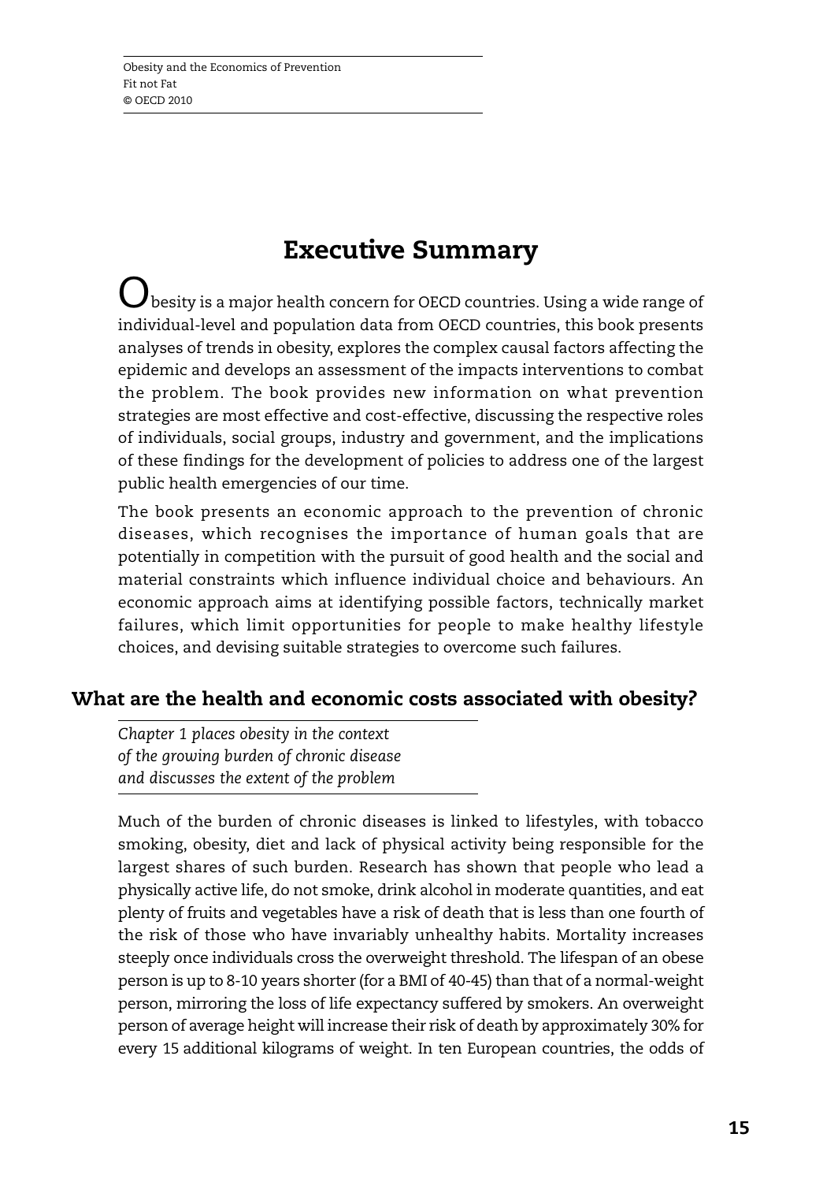# Executive Summary

Obesity is a major health concern for OECD countries. Using a wide range of individual-level and population data from OECD countries, this book presents analyses of trends in obesity, explores the complex causal factors affecting the epidemic and develops an assessment of the impacts interventions to combat the problem. The book provides new information on what prevention strategies are most effective and cost-effective, discussing the respective roles of individuals, social groups, industry and government, and the implications of these findings for the development of policies to address one of the largest public health emergencies of our time.

The book presents an economic approach to the prevention of chronic diseases, which recognises the importance of human goals that are potentially in competition with the pursuit of good health and the social and material constraints which influence individual choice and behaviours. An economic approach aims at identifying possible factors, technically market failures, which limit opportunities for people to make healthy lifestyle choices, and devising suitable strategies to overcome such failures.

## What are the health and economic costs associated with obesity?

*Chapter 1 places obesity in the context of the growing burden of chronic disease and discusses the extent of the problem*

Much of the burden of chronic diseases is linked to lifestyles, with tobacco smoking, obesity, diet and lack of physical activity being responsible for the largest shares of such burden. Research has shown that people who lead a physically active life, do not smoke, drink alcohol in moderate quantities, and eat plenty of fruits and vegetables have a risk of death that is less than one fourth of the risk of those who have invariably unhealthy habits. Mortality increases steeply once individuals cross the overweight threshold. The lifespan of an obese person is up to 8-10 years shorter (for a BMI of 40-45) than that of a normal-weight person, mirroring the loss of life expectancy suffered by smokers. An overweight person of average height will increase their risk of death by approximately 30% for every 15 additional kilograms of weight. In ten European countries, the odds of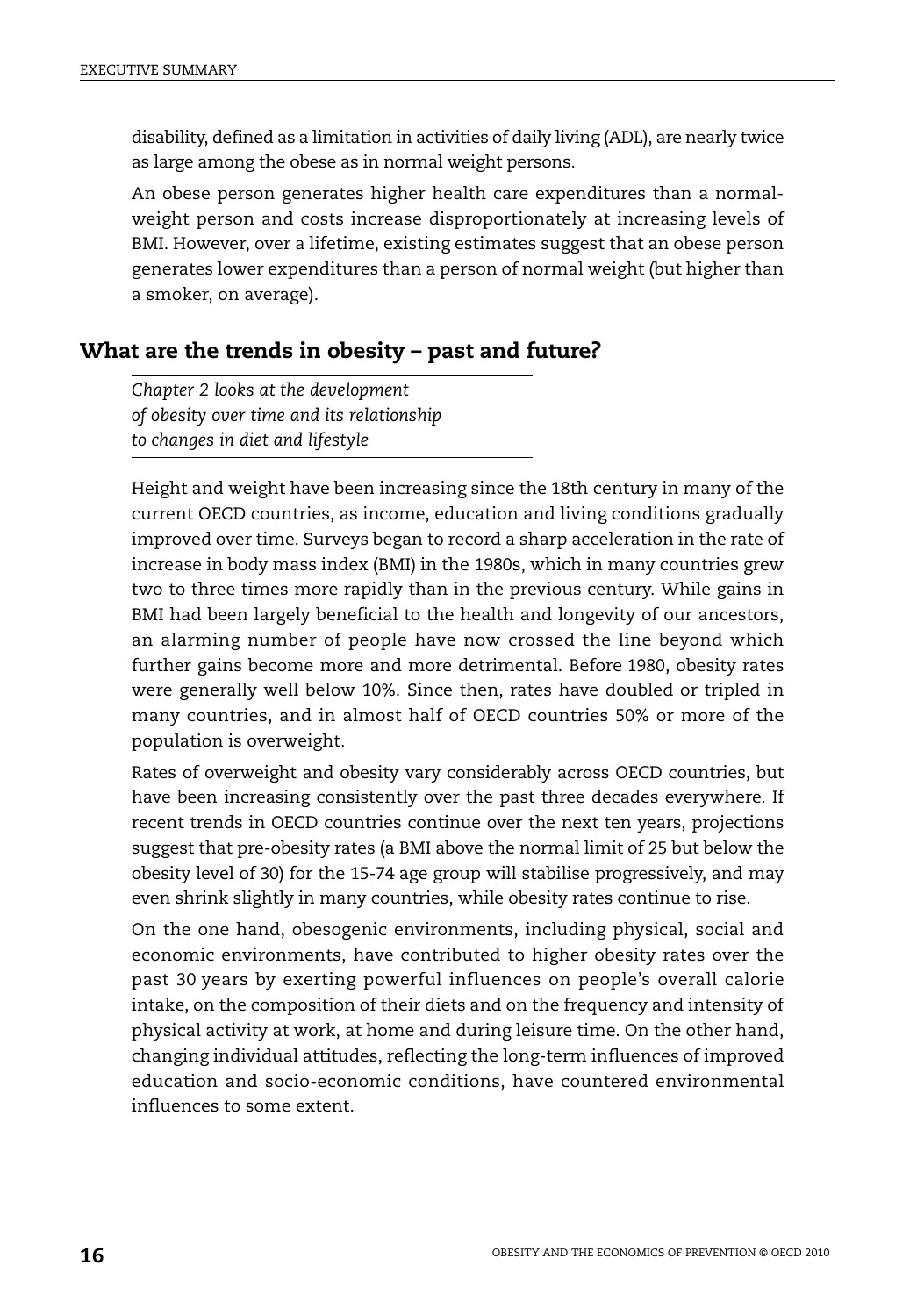disability, defined as a limitation in activities of daily living (ADL), are nearly twice as large among the obese as in normal weight persons.

An obese person generates higher health care expenditures than a normal-weight person and costs increase disproportionately at increasing levels of BMI. However, over a lifetime, existing estimates suggest that an obese person generates lower expenditures than a person of normal weight (but higher than a smoker, on average).

## What are the trends in obesity – past and future?

*Chapter 2 looks at the development of obesity over time and its relationship to changes in diet and lifestyle*

Height and weight have been increasing since the 18th century in many of the current OECD countries, as income, education and living conditions gradually improved over time. Surveys began to record a sharp acceleration in the rate of increase in body mass index (BMI) in the 1980s, which in many countries grew two to three times more rapidly than in the previous century. While gains in BMI had been largely beneficial to the health and longevity of our ancestors, an alarming number of people have now crossed the line beyond which further gains become more and more detrimental. Before 1980, obesity rates were generally well below 10%. Since then, rates have doubled or tripled in many countries, and in almost half of OECD countries 50% or more of the population is overweight.

Rates of overweight and obesity vary considerably across OECD countries, but have been increasing consistently over the past three decades everywhere. If recent trends in OECD countries continue over the next ten years, projections suggest that pre-obesity rates (a BMI above the normal limit of 25 but below the obesity level of 30) for the 15-74 age group will stabilise progressively, and may even shrink slightly in many countries, while obesity rates continue to rise.

On the one hand, obesogenic environments, including physical, social and economic environments, have contributed to higher obesity rates over the past 30 years by exerting powerful influences on people's overall calorie intake, on the composition of their diets and on the frequency and intensity of physical activity at work, at home and during leisure time. On the other hand, changing individual attitudes, reflecting the long-term influences of improved education and socio-economic conditions, have countered environmental influences to some extent.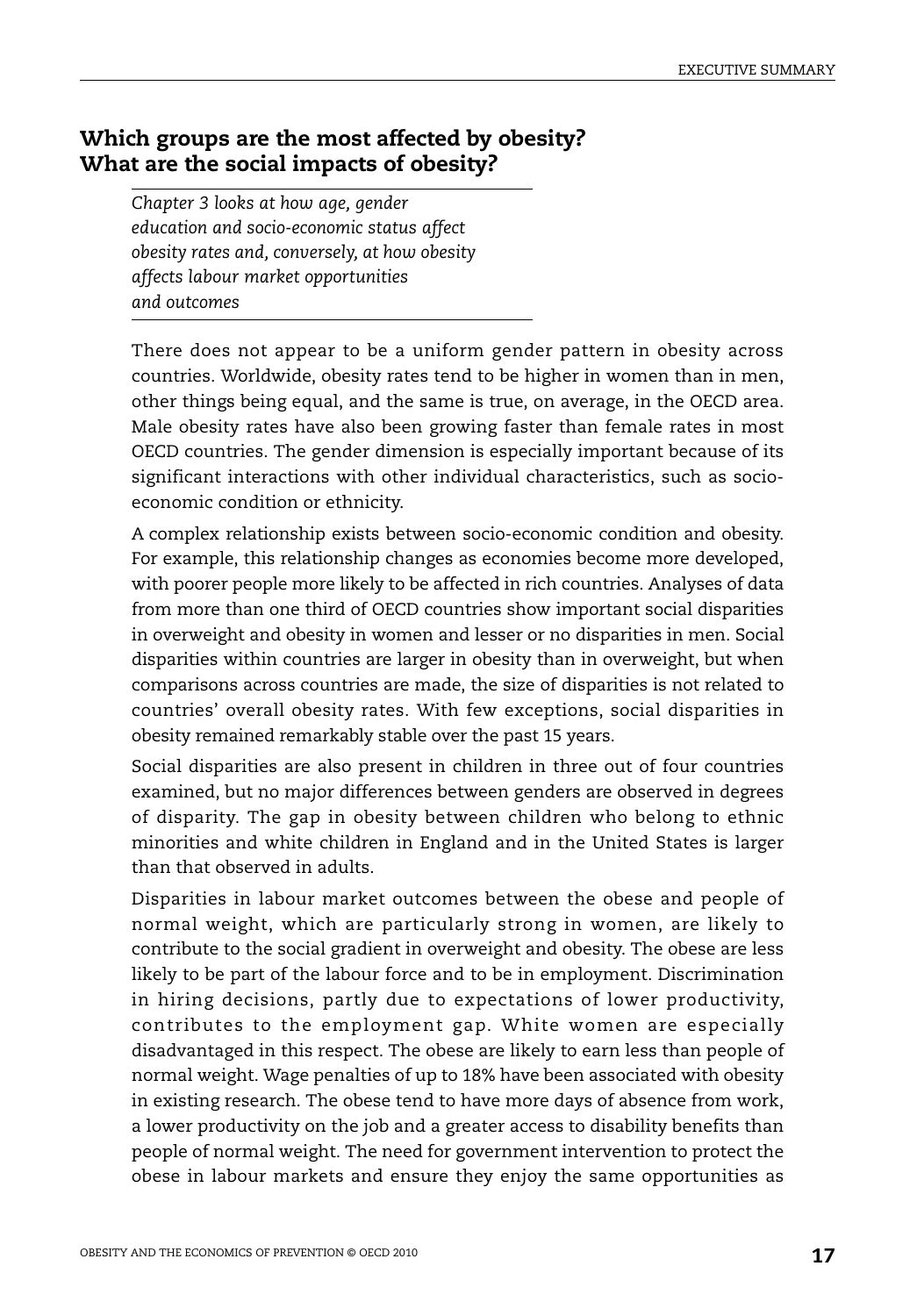## Which groups are the most affected by obesity? What are the social impacts of obesity?

*Chapter 3 looks at how age, gender education and socio-economic status affect obesity rates and, conversely, at how obesity affects labour market opportunities and outcomes*

There does not appear to be a uniform gender pattern in obesity across countries. Worldwide, obesity rates tend to be higher in women than in men, other things being equal, and the same is true, on average, in the OECD area. Male obesity rates have also been growing faster than female rates in most OECD countries. The gender dimension is especially important because of its significant interactions with other individual characteristics, such as socio-economic condition or ethnicity.

A complex relationship exists between socio-economic condition and obesity. For example, this relationship changes as economies become more developed, with poorer people more likely to be affected in rich countries. Analyses of data from more than one third of OECD countries show important social disparities in overweight and obesity in women and lesser or no disparities in men. Social disparities within countries are larger in obesity than in overweight, but when comparisons across countries are made, the size of disparities is not related to countries' overall obesity rates. With few exceptions, social disparities in obesity remained remarkably stable over the past 15 years.

Social disparities are also present in children in three out of four countries examined, but no major differences between genders are observed in degrees of disparity. The gap in obesity between children who belong to ethnic minorities and white children in England and in the United States is larger than that observed in adults.

Disparities in labour market outcomes between the obese and people of normal weight, which are particularly strong in women, are likely to contribute to the social gradient in overweight and obesity. The obese are less likely to be part of the labour force and to be in employment. Discrimination in hiring decisions, partly due to expectations of lower productivity, contributes to the employment gap. White women are especially disadvantaged in this respect. The obese are likely to earn less than people of normal weight. Wage penalties of up to 18% have been associated with obesity in existing research. The obese tend to have more days of absence from work, a lower productivity on the job and a greater access to disability benefits than people of normal weight. The need for government intervention to protect the obese in labour markets and ensure they enjoy the same opportunities as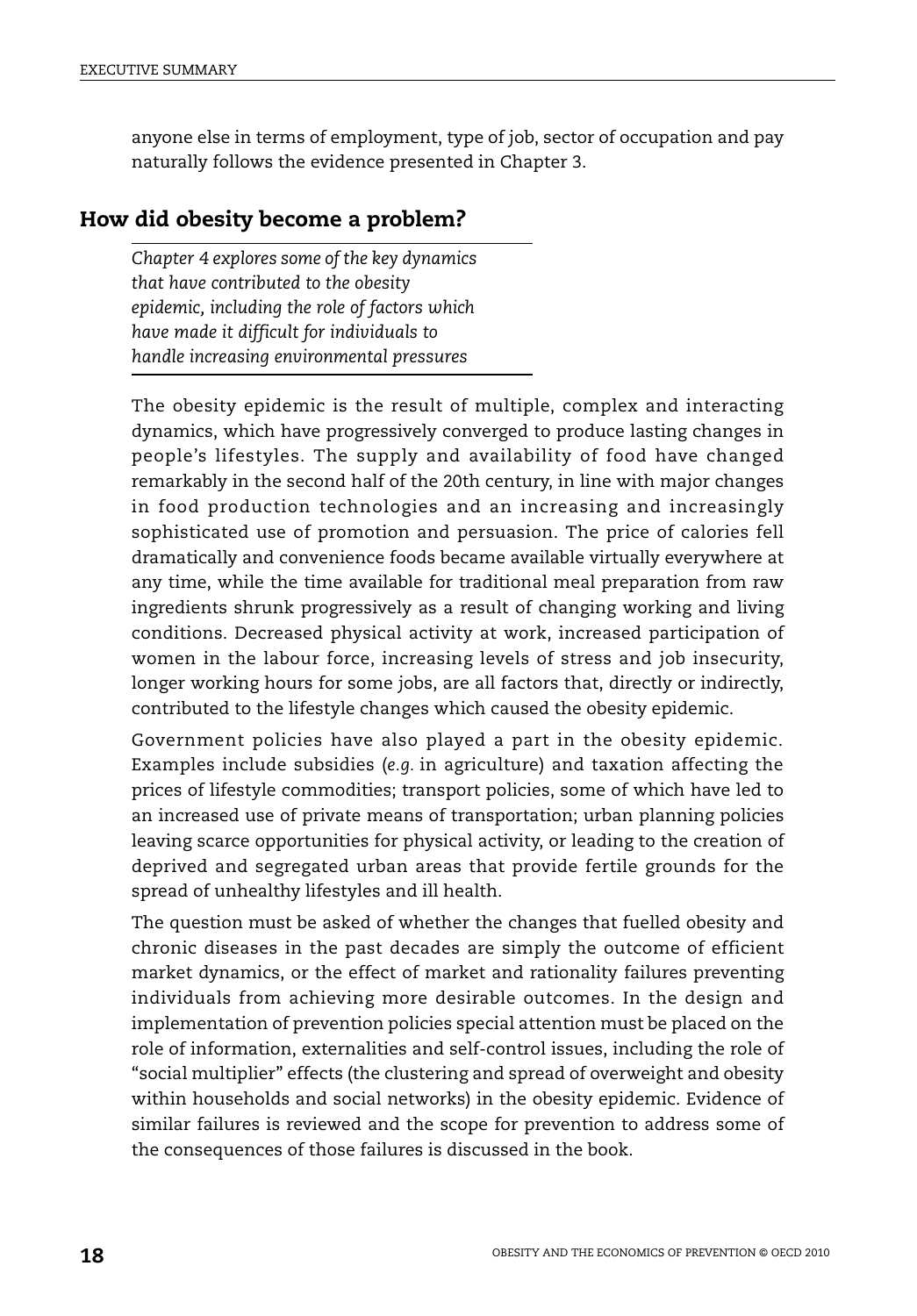anyone else in terms of employment, type of job, sector of occupation and pay naturally follows the evidence presented in Chapter 3.

## How did obesity become a problem?

*Chapter 4 explores some of the key dynamics that have contributed to the obesity epidemic, including the role of factors which have made it difficult for individuals to handle increasing environmental pressures*

The obesity epidemic is the result of multiple, complex and interacting dynamics, which have progressively converged to produce lasting changes in people's lifestyles. The supply and availability of food have changed remarkably in the second half of the 20th century, in line with major changes in food production technologies and an increasing and increasingly sophisticated use of promotion and persuasion. The price of calories fell dramatically and convenience foods became available virtually everywhere at any time, while the time available for traditional meal preparation from raw ingredients shrunk progressively as a result of changing working and living conditions. Decreased physical activity at work, increased participation of women in the labour force, increasing levels of stress and job insecurity, longer working hours for some jobs, are all factors that, directly or indirectly, contributed to the lifestyle changes which caused the obesity epidemic.

Government policies have also played a part in the obesity epidemic. Examples include subsidies (*e.g.* in agriculture) and taxation affecting the prices of lifestyle commodities; transport policies, some of which have led to an increased use of private means of transportation; urban planning policies leaving scarce opportunities for physical activity, or leading to the creation of deprived and segregated urban areas that provide fertile grounds for the spread of unhealthy lifestyles and ill health.

The question must be asked of whether the changes that fuelled obesity and chronic diseases in the past decades are simply the outcome of efficient market dynamics, or the effect of market and rationality failures preventing individuals from achieving more desirable outcomes. In the design and implementation of prevention policies special attention must be placed on the role of information, externalities and self-control issues, including the role of "social multiplier" effects (the clustering and spread of overweight and obesity within households and social networks) in the obesity epidemic. Evidence of similar failures is reviewed and the scope for prevention to address some of the consequences of those failures is discussed in the book.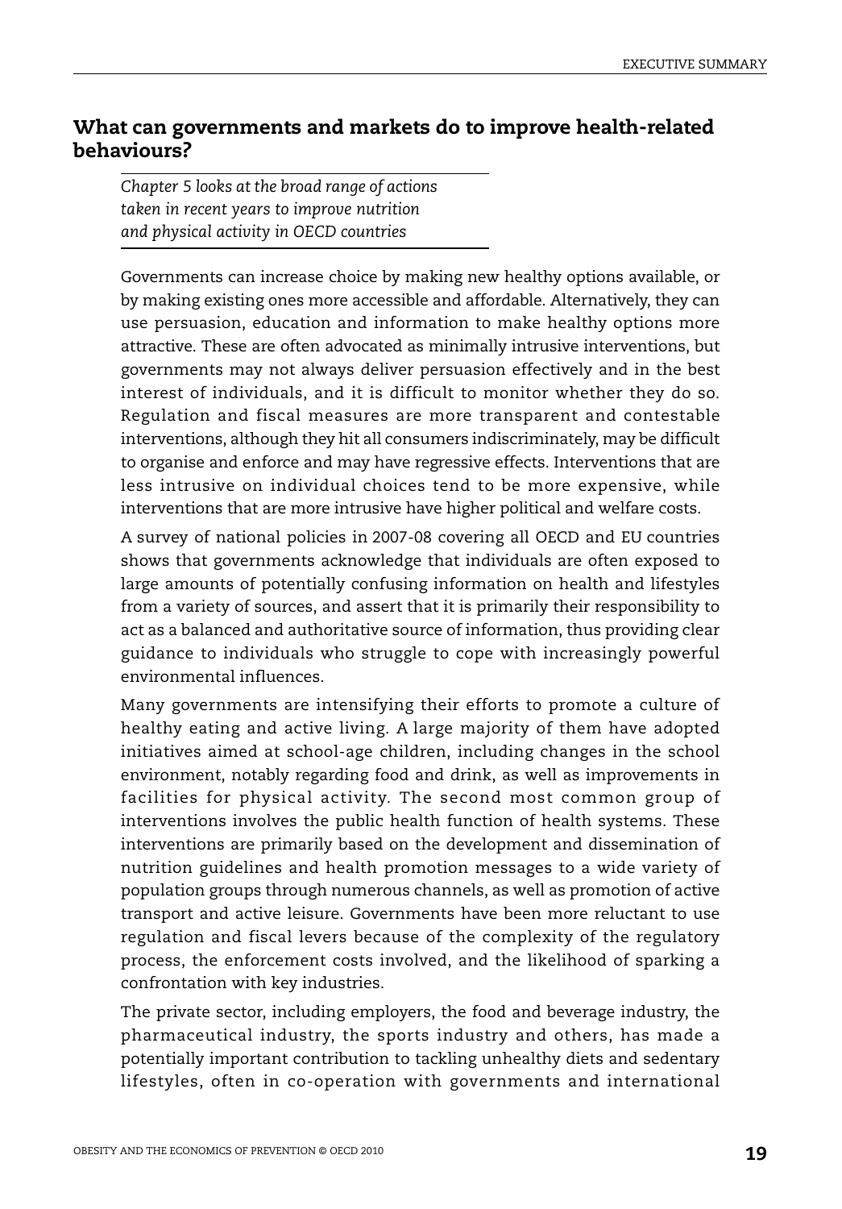## What can governments and markets do to improve health-related behaviours?

*Chapter 5 looks at the broad range of actions taken in recent years to improve nutrition and physical activity in OECD countries*

Governments can increase choice by making new healthy options available, or by making existing ones more accessible and affordable. Alternatively, they can use persuasion, education and information to make healthy options more attractive. These are often advocated as minimally intrusive interventions, but governments may not always deliver persuasion effectively and in the best interest of individuals, and it is difficult to monitor whether they do so. Regulation and fiscal measures are more transparent and contestable interventions, although they hit all consumers indiscriminately, may be difficult to organise and enforce and may have regressive effects. Interventions that are less intrusive on individual choices tend to be more expensive, while interventions that are more intrusive have higher political and welfare costs.

A survey of national policies in 2007-08 covering all OECD and EU countries shows that governments acknowledge that individuals are often exposed to large amounts of potentially confusing information on health and lifestyles from a variety of sources, and assert that it is primarily their responsibility to act as a balanced and authoritative source of information, thus providing clear guidance to individuals who struggle to cope with increasingly powerful environmental influences.

Many governments are intensifying their efforts to promote a culture of healthy eating and active living. A large majority of them have adopted initiatives aimed at school-age children, including changes in the school environment, notably regarding food and drink, as well as improvements in facilities for physical activity. The second most common group of interventions involves the public health function of health systems. These interventions are primarily based on the development and dissemination of nutrition guidelines and health promotion messages to a wide variety of population groups through numerous channels, as well as promotion of active transport and active leisure. Governments have been more reluctant to use regulation and fiscal levers because of the complexity of the regulatory process, the enforcement costs involved, and the likelihood of sparking a confrontation with key industries.

The private sector, including employers, the food and beverage industry, the pharmaceutical industry, the sports industry and others, has made a potentially important contribution to tackling unhealthy diets and sedentary lifestyles, often in co-operation with governments and international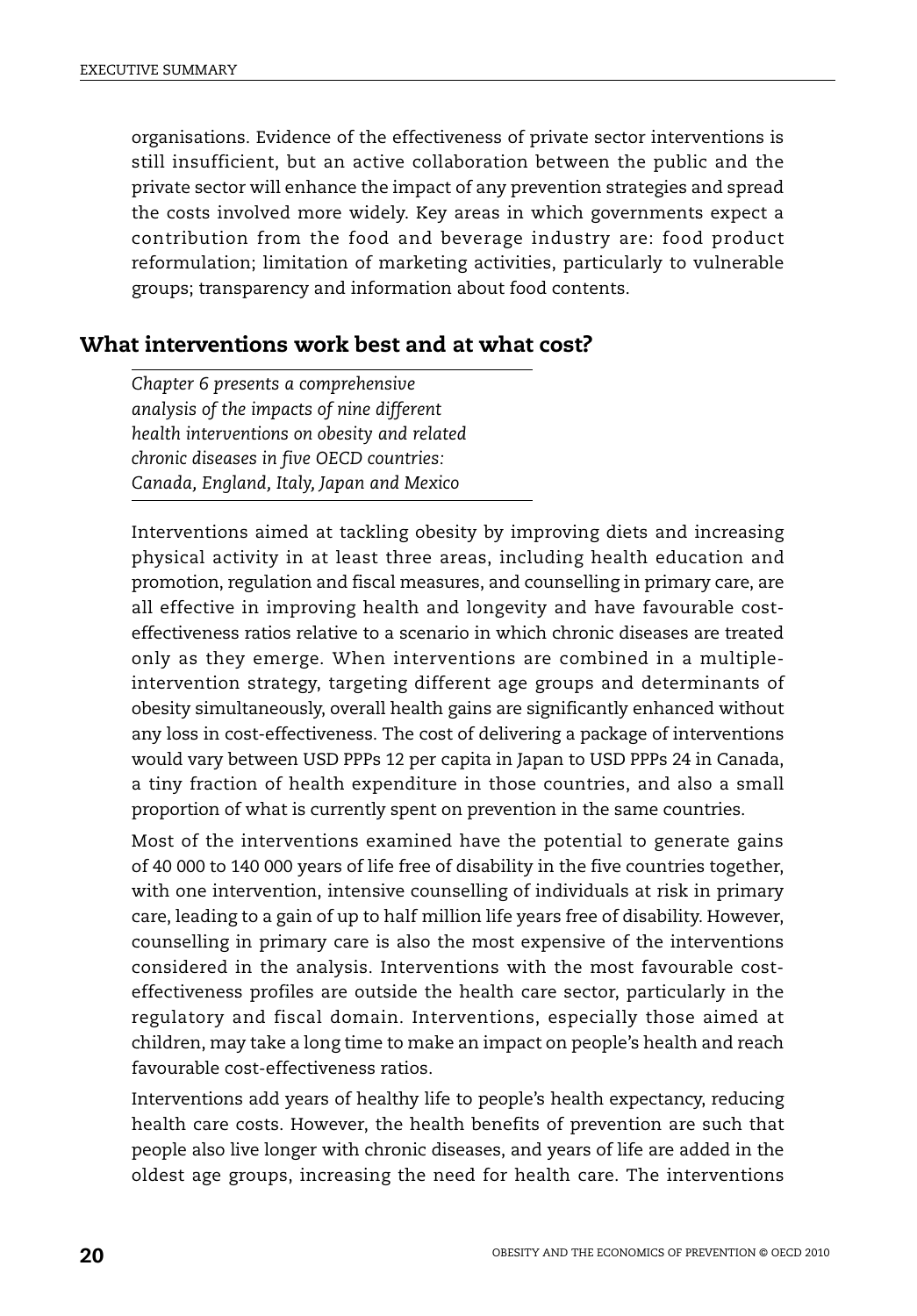organisations. Evidence of the effectiveness of private sector interventions is still insufficient, but an active collaboration between the public and the private sector will enhance the impact of any prevention strategies and spread the costs involved more widely. Key areas in which governments expect a contribution from the food and beverage industry are: food product reformulation; limitation of marketing activities, particularly to vulnerable groups; transparency and information about food contents.

## What interventions work best and at what cost?

*Chapter 6 presents a comprehensive analysis of the impacts of nine different health interventions on obesity and related chronic diseases in five OECD countries: Canada, England, Italy, Japan and Mexico*

Interventions aimed at tackling obesity by improving diets and increasing physical activity in at least three areas, including health education and promotion, regulation and fiscal measures, and counselling in primary care, are all effective in improving health and longevity and have favourable cost-effectiveness ratios relative to a scenario in which chronic diseases are treated only as they emerge. When interventions are combined in a multiple-intervention strategy, targeting different age groups and determinants of obesity simultaneously, overall health gains are significantly enhanced without any loss in cost-effectiveness. The cost of delivering a package of interventions would vary between USD PPPs 12 per capita in Japan to USD PPPs 24 in Canada, a tiny fraction of health expenditure in those countries, and also a small proportion of what is currently spent on prevention in the same countries.

Most of the interventions examined have the potential to generate gains of 40 000 to 140 000 years of life free of disability in the five countries together, with one intervention, intensive counselling of individuals at risk in primary care, leading to a gain of up to half million life years free of disability. However, counselling in primary care is also the most expensive of the interventions considered in the analysis. Interventions with the most favourable cost-effectiveness profiles are outside the health care sector, particularly in the regulatory and fiscal domain. Interventions, especially those aimed at children, may take a long time to make an impact on people's health and reach favourable cost-effectiveness ratios.

Interventions add years of healthy life to people's health expectancy, reducing health care costs. However, the health benefits of prevention are such that people also live longer with chronic diseases, and years of life are added in the oldest age groups, increasing the need for health care. The interventions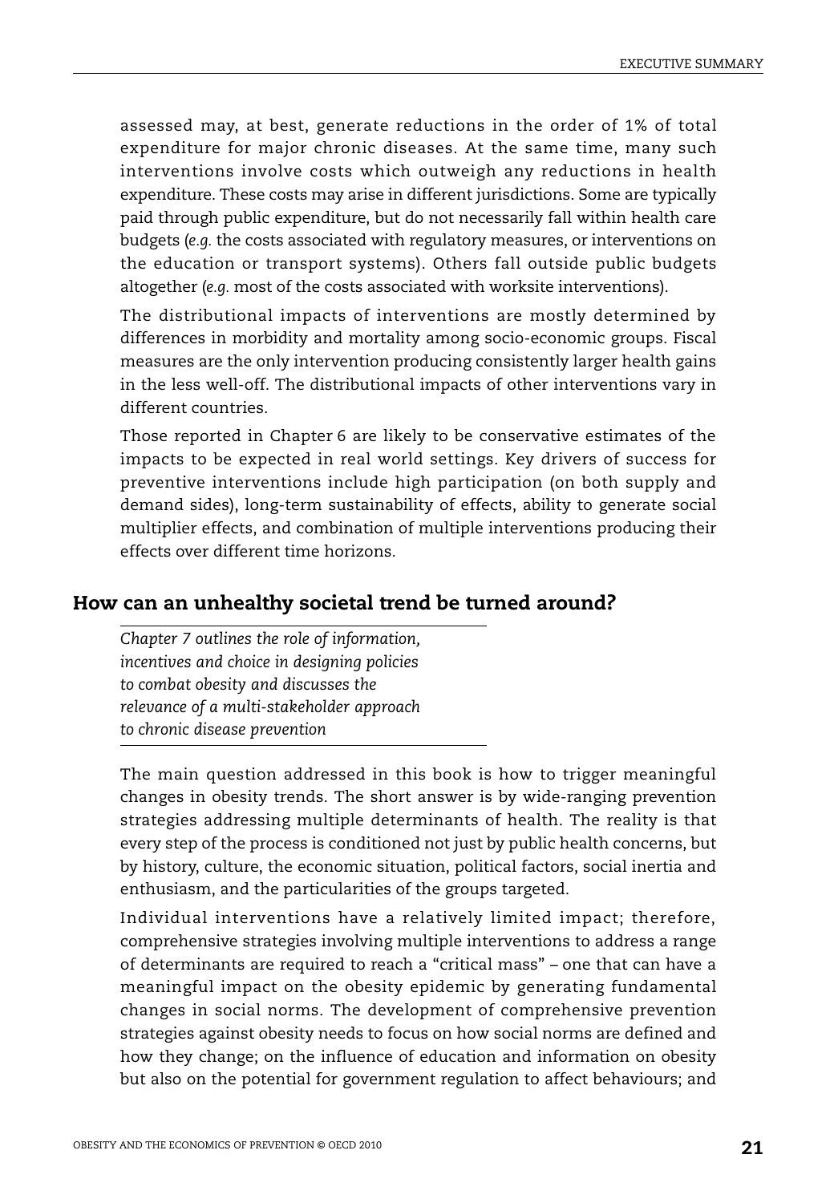assessed may, at best, generate reductions in the order of 1% of total expenditure for major chronic diseases. At the same time, many such interventions involve costs which outweigh any reductions in health expenditure. These costs may arise in different jurisdictions. Some are typically paid through public expenditure, but do not necessarily fall within health care budgets (*e.g.* the costs associated with regulatory measures, or interventions on the education or transport systems). Others fall outside public budgets altogether (*e.g.* most of the costs associated with worksite interventions).

The distributional impacts of interventions are mostly determined by differences in morbidity and mortality among socio-economic groups. Fiscal measures are the only intervention producing consistently larger health gains in the less well-off. The distributional impacts of other interventions vary in different countries.

Those reported in Chapter 6 are likely to be conservative estimates of the impacts to be expected in real world settings. Key drivers of success for preventive interventions include high participation (on both supply and demand sides), long-term sustainability of effects, ability to generate social multiplier effects, and combination of multiple interventions producing their effects over different time horizons.

## How can an unhealthy societal trend be turned around?

*Chapter 7 outlines the role of information, incentives and choice in designing policies to combat obesity and discusses the relevance of a multi-stakeholder approach to chronic disease prevention*

The main question addressed in this book is how to trigger meaningful changes in obesity trends. The short answer is by wide-ranging prevention strategies addressing multiple determinants of health. The reality is that every step of the process is conditioned not just by public health concerns, but by history, culture, the economic situation, political factors, social inertia and enthusiasm, and the particularities of the groups targeted.

Individual interventions have a relatively limited impact; therefore, comprehensive strategies involving multiple interventions to address a range of determinants are required to reach a "critical mass" – one that can have a meaningful impact on the obesity epidemic by generating fundamental changes in social norms. The development of comprehensive prevention strategies against obesity needs to focus on how social norms are defined and how they change; on the influence of education and information on obesity but also on the potential for government regulation to affect behaviours; and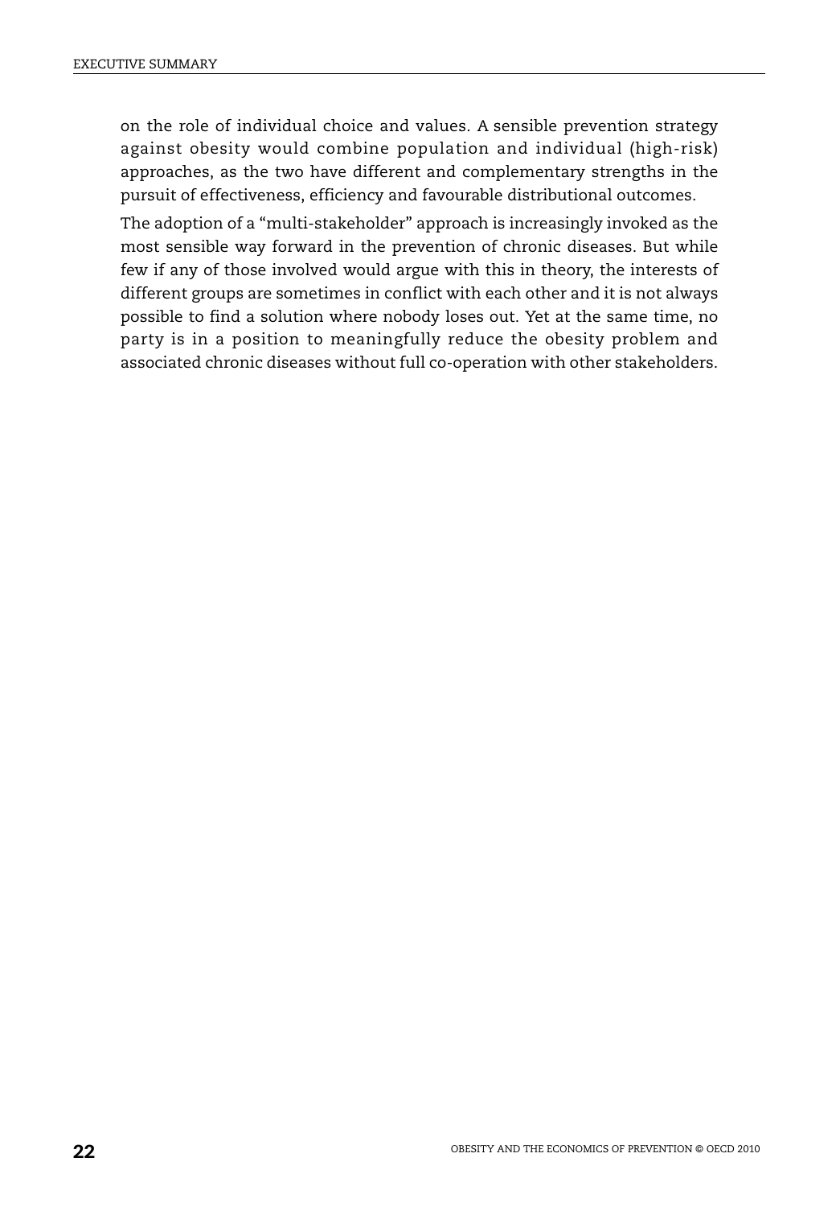on the role of individual choice and values. A sensible prevention strategy against obesity would combine population and individual (high-risk) approaches, as the two have different and complementary strengths in the pursuit of effectiveness, efficiency and favourable distributional outcomes.

The adoption of a "multi-stakeholder" approach is increasingly invoked as the most sensible way forward in the prevention of chronic diseases. But while few if any of those involved would argue with this in theory, the interests of different groups are sometimes in conflict with each other and it is not always possible to find a solution where nobody loses out. Yet at the same time, no party is in a position to meaningfully reduce the obesity problem and associated chronic diseases without full co-operation with other stakeholders.